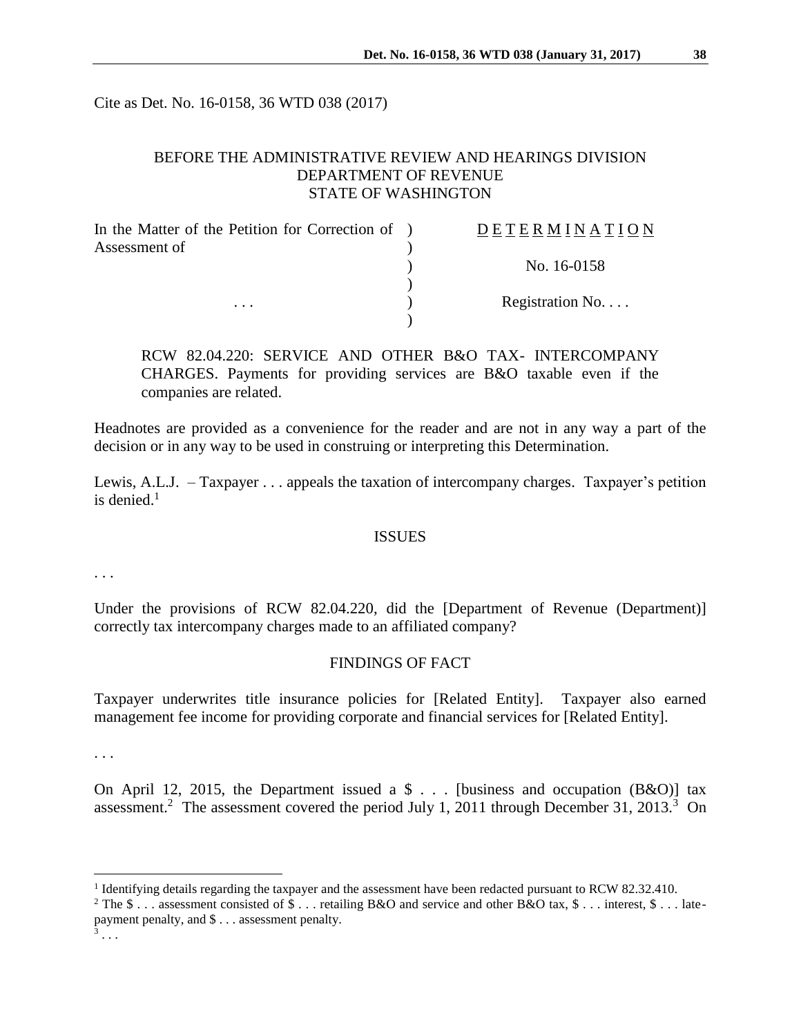Cite as Det. No. 16-0158, 36 WTD 038 (2017)

BEFORE THE ADMINISTRATIVE REVIEW AND HEARINGS DIVISION
DEPARTMENT OF REVENUE
STATE OF WASHINGTON

| In the Matter of the Petition for Correction of Assessment of | ) | DETERMINATION |
|---|---|---|
| | ) | |
| | ) | No. 16-0158 |
| | ) | |
| . . . | ) | Registration No. . . . |
| | ) | |

RCW 82.04.220: SERVICE AND OTHER B&O TAX- INTERCOMPANY CHARGES. Payments for providing services are B&O taxable even if the companies are related.

Headnotes are provided as a convenience for the reader and are not in any way a part of the decision or in any way to be used in construing or interpreting this Determination.

Lewis, A.L.J. – Taxpayer . . . appeals the taxation of intercompany charges. Taxpayer's petition is denied.[1]

## ISSUES

. . .

Under the provisions of RCW 82.04.220, did the [Department of Revenue (Department)] correctly tax intercompany charges made to an affiliated company?

## FINDINGS OF FACT

Taxpayer underwrites title insurance policies for [Related Entity]. Taxpayer also earned management fee income for providing corporate and financial services for [Related Entity].

. . .

On April 12, 2015, the Department issued a $ . . . [business and occupation (B&O)] tax assessment.[2] The assessment covered the period July 1, 2011 through December 31, 2013.[3] On

[1] Identifying details regarding the taxpayer and the assessment have been redacted pursuant to RCW 82.32.410.

[2] The $ . . . assessment consisted of $ . . . retailing B&O and service and other B&O tax, $ . . . interest, $ . . . late-payment penalty, and $ . . . assessment penalty.

[3] . . .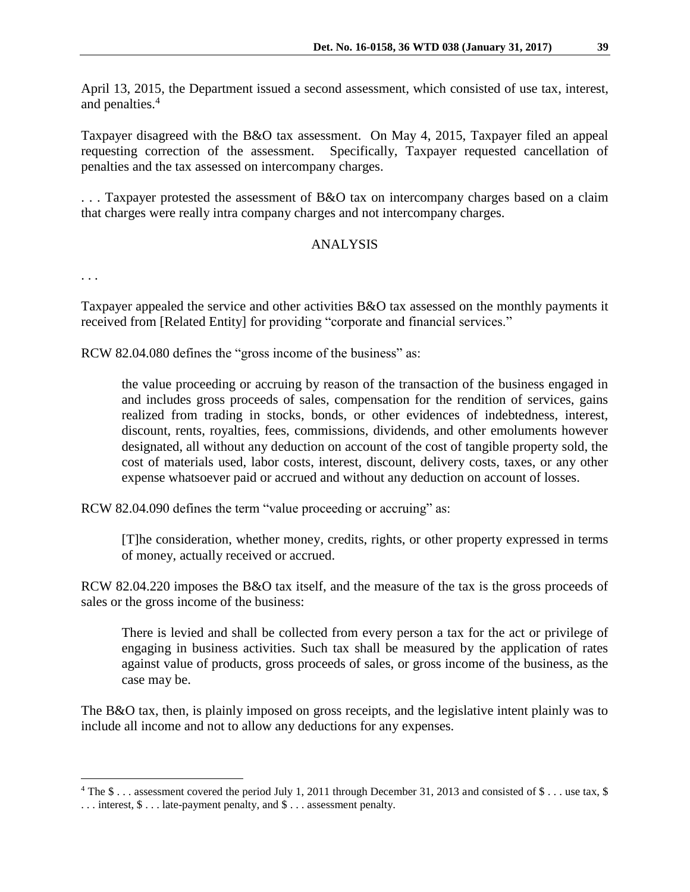April 13, 2015, the Department issued a second assessment, which consisted of use tax, interest, and penalties.[4]

Taxpayer disagreed with the B&O tax assessment. On May 4, 2015, Taxpayer filed an appeal requesting correction of the assessment. Specifically, Taxpayer requested cancellation of penalties and the tax assessed on intercompany charges.

. . . Taxpayer protested the assessment of B&O tax on intercompany charges based on a claim that charges were really intra company charges and not intercompany charges.

## ANALYSIS

. . .

Taxpayer appealed the service and other activities B&O tax assessed on the monthly payments it received from [Related Entity] for providing "corporate and financial services."

RCW 82.04.080 defines the "gross income of the business" as:

> the value proceeding or accruing by reason of the transaction of the business engaged in and includes gross proceeds of sales, compensation for the rendition of services, gains realized from trading in stocks, bonds, or other evidences of indebtedness, interest, discount, rents, royalties, fees, commissions, dividends, and other emoluments however designated, all without any deduction on account of the cost of tangible property sold, the cost of materials used, labor costs, interest, discount, delivery costs, taxes, or any other expense whatsoever paid or accrued and without any deduction on account of losses.

RCW 82.04.090 defines the term "value proceeding or accruing" as:

> [T]he consideration, whether money, credits, rights, or other property expressed in terms of money, actually received or accrued.

RCW 82.04.220 imposes the B&O tax itself, and the measure of the tax is the gross proceeds of sales or the gross income of the business:

> There is levied and shall be collected from every person a tax for the act or privilege of engaging in business activities. Such tax shall be measured by the application of rates against value of products, gross proceeds of sales, or gross income of the business, as the case may be.

The B&O tax, then, is plainly imposed on gross receipts, and the legislative intent plainly was to include all income and not to allow any deductions for any expenses.

---

[4] The $ . . . assessment covered the period July 1, 2011 through December 31, 2013 and consisted of $ . . . use tax, $ . . . interest, $ . . . late-payment penalty, and $ . . . assessment penalty.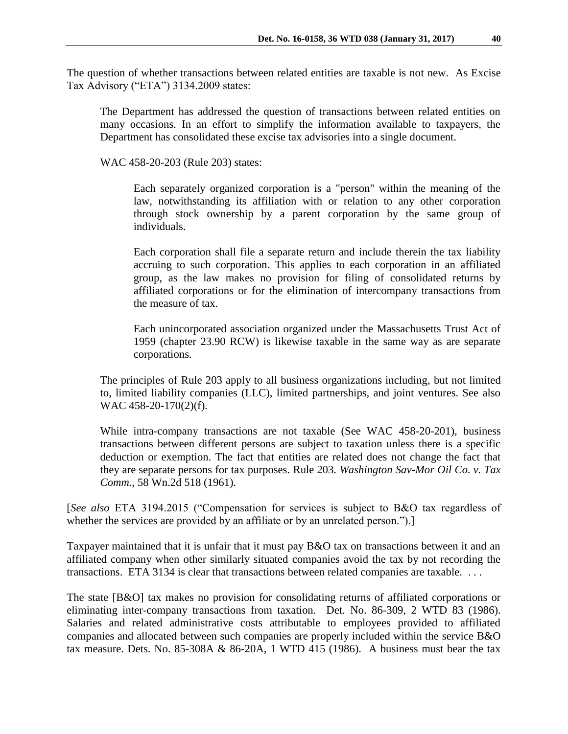The question of whether transactions between related entities are taxable is not new. As Excise Tax Advisory ("ETA") 3134.2009 states:

> The Department has addressed the question of transactions between related entities on many occasions. In an effort to simplify the information available to taxpayers, the Department has consolidated these excise tax advisories into a single document.
>
> WAC 458-20-203 (Rule 203) states:
>
>> Each separately organized corporation is a "person" within the meaning of the law, notwithstanding its affiliation with or relation to any other corporation through stock ownership by a parent corporation by the same group of individuals.
>>
>> Each corporation shall file a separate return and include therein the tax liability accruing to such corporation. This applies to each corporation in an affiliated group, as the law makes no provision for filing of consolidated returns by affiliated corporations or for the elimination of intercompany transactions from the measure of tax.
>>
>> Each unincorporated association organized under the Massachusetts Trust Act of 1959 (chapter 23.90 RCW) is likewise taxable in the same way as are separate corporations.
>
> The principles of Rule 203 apply to all business organizations including, but not limited to, limited liability companies (LLC), limited partnerships, and joint ventures. See also WAC 458-20-170(2)(f).
>
> While intra-company transactions are not taxable (See WAC 458-20-201), business transactions between different persons are subject to taxation unless there is a specific deduction or exemption. The fact that entities are related does not change the fact that they are separate persons for tax purposes. Rule 203. *Washington Sav-Mor Oil Co. v. Tax Comm.*, 58 Wn.2d 518 (1961).

[*See also* ETA 3194.2015 ("Compensation for services is subject to B&O tax regardless of whether the services are provided by an affiliate or by an unrelated person.").]

Taxpayer maintained that it is unfair that it must pay B&O tax on transactions between it and an affiliated company when other similarly situated companies avoid the tax by not recording the transactions. ETA 3134 is clear that transactions between related companies are taxable. . . .

The state [B&O] tax makes no provision for consolidating returns of affiliated corporations or eliminating inter-company transactions from taxation. Det. No. 86-309, 2 WTD 83 (1986). Salaries and related administrative costs attributable to employees provided to affiliated companies and allocated between such companies are properly included within the service B&O tax measure. Dets. No. 85-308A & 86-20A, 1 WTD 415 (1986). A business must bear the tax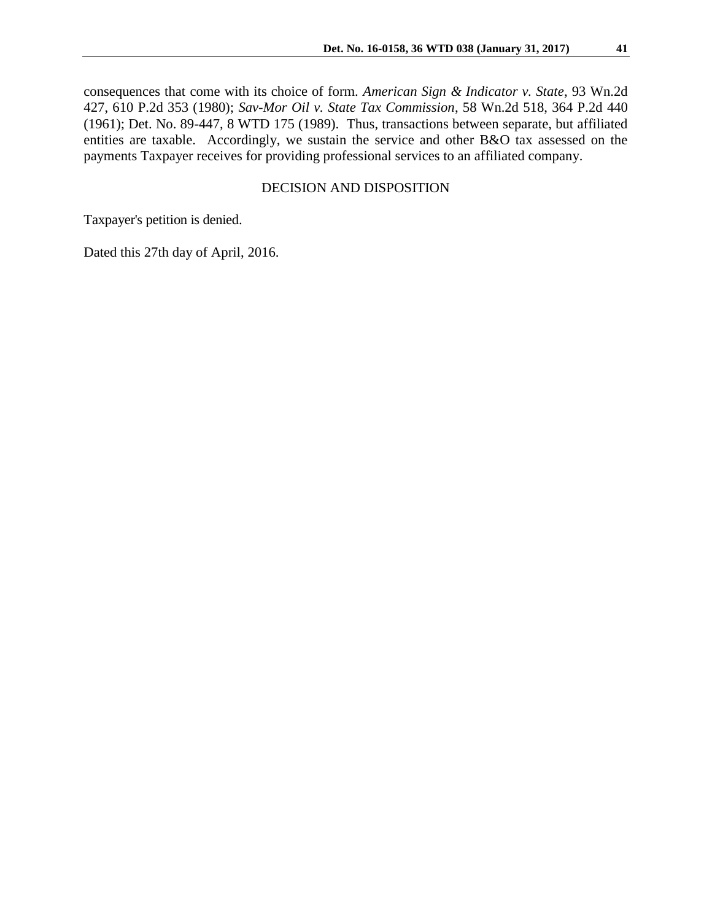consequences that come with its choice of form. *American Sign & Indicator v. State*, 93 Wn.2d 427, 610 P.2d 353 (1980); *Sav-Mor Oil v. State Tax Commission*, 58 Wn.2d 518, 364 P.2d 440 (1961); Det. No. 89-447, 8 WTD 175 (1989). Thus, transactions between separate, but affiliated entities are taxable. Accordingly, we sustain the service and other B&O tax assessed on the payments Taxpayer receives for providing professional services to an affiliated company.

## DECISION AND DISPOSITION

Taxpayer's petition is denied.

Dated this 27th day of April, 2016.